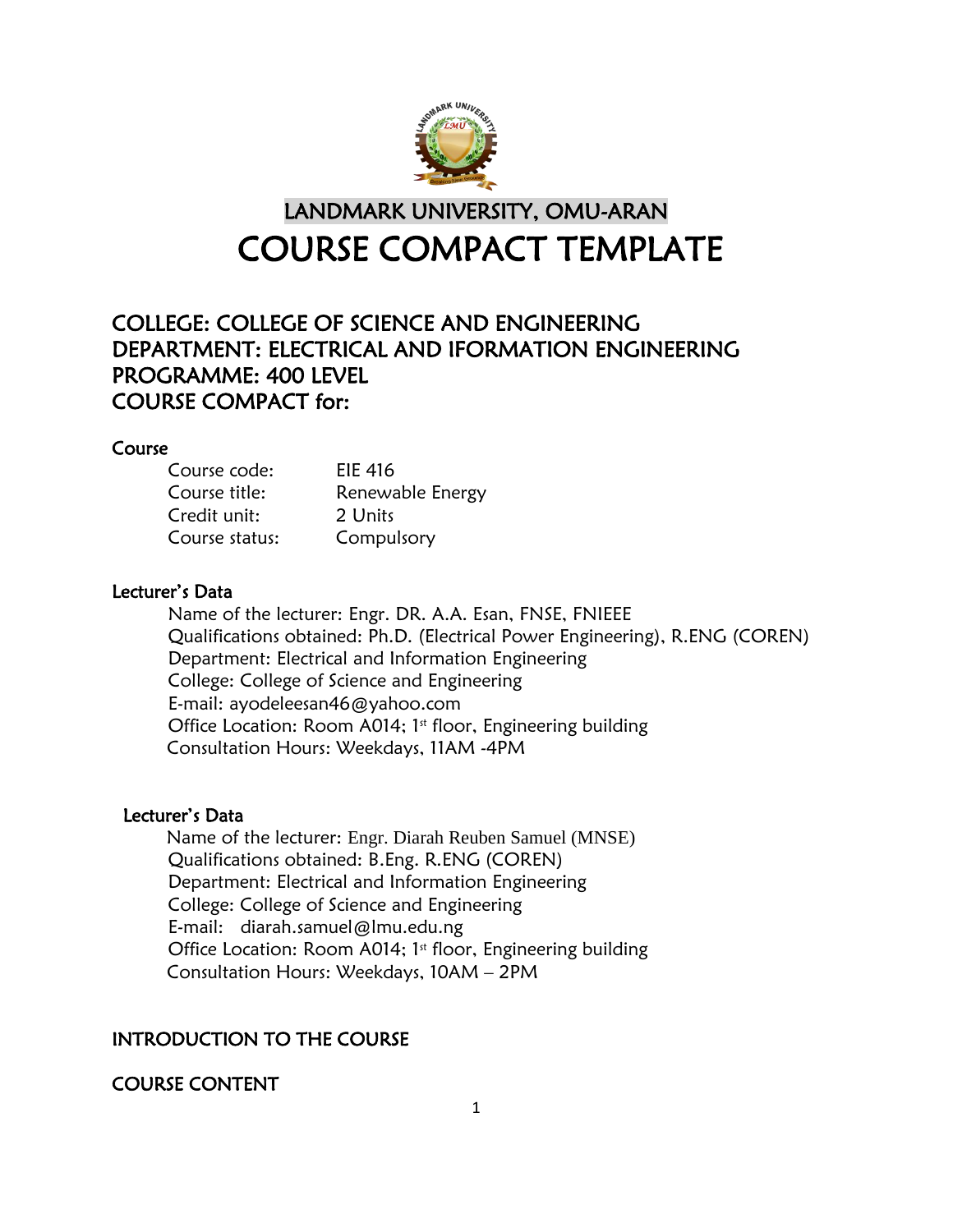# LANDMARK UNIVERSITY, OMU-ARAN

# COURSE COMPACT TEMPLATE

## COLLEGE: COLLEGE OF SCIENCE AND ENGINEERING
## DEPARTMENT: ELECTRICAL AND IFORMATION ENGINEERING
## PROGRAMME: 400 LEVEL
## COURSE COMPACT for:

### Course

Course code: EIE 416
Course title: Renewable Energy
Credit unit: 2 Units
Course status: Compulsory

### Lecturer's Data

Name of the lecturer: Engr. DR. A.A. Esan, FNSE, FNIEEE
Qualifications obtained: Ph.D. (Electrical Power Engineering), R.ENG (COREN)
Department: Electrical and Information Engineering
College: College of Science and Engineering
E-mail: ayodeleesan46@yahoo.com
Office Location: Room A014; 1st floor, Engineering building
Consultation Hours: Weekdays, 11AM -4PM

### Lecturer's Data

Name of the lecturer: Engr. Diarah Reuben Samuel (MNSE)
Qualifications obtained: B.Eng. R.ENG (COREN)
Department: Electrical and Information Engineering
College: College of Science and Engineering
E-mail: diarah.samuel@lmu.edu.ng
Office Location: Room A014; 1st floor, Engineering building
Consultation Hours: Weekdays, 10AM – 2PM

### INTRODUCTION TO THE COURSE

### COURSE CONTENT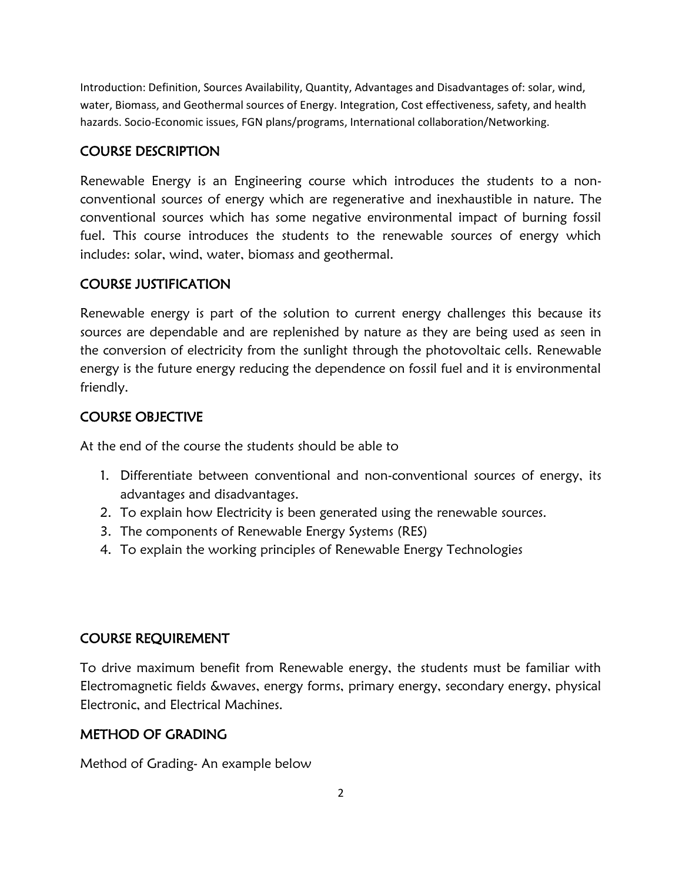Introduction: Definition, Sources Availability, Quantity, Advantages and Disadvantages of: solar, wind, water, Biomass, and Geothermal sources of Energy. Integration, Cost effectiveness, safety, and health hazards. Socio-Economic issues, FGN plans/programs, International collaboration/Networking.

## COURSE DESCRIPTION

Renewable Energy is an Engineering course which introduces the students to a non-conventional sources of energy which are regenerative and inexhaustible in nature. The conventional sources which has some negative environmental impact of burning fossil fuel. This course introduces the students to the renewable sources of energy which includes: solar, wind, water, biomass and geothermal.

## COURSE JUSTIFICATION

Renewable energy is part of the solution to current energy challenges this because its sources are dependable and are replenished by nature as they are being used as seen in the conversion of electricity from the sunlight through the photovoltaic cells. Renewable energy is the future energy reducing the dependence on fossil fuel and it is environmental friendly.

## COURSE OBJECTIVE

At the end of the course the students should be able to

1. Differentiate between conventional and non-conventional sources of energy, its advantages and disadvantages.
2. To explain how Electricity is been generated using the renewable sources.
3. The components of Renewable Energy Systems (RES)
4. To explain the working principles of Renewable Energy Technologies

## COURSE REQUIREMENT

To drive maximum benefit from Renewable energy, the students must be familiar with Electromagnetic fields &waves, energy forms, primary energy, secondary energy, physical Electronic, and Electrical Machines.

## METHOD OF GRADING

Method of Grading- An example below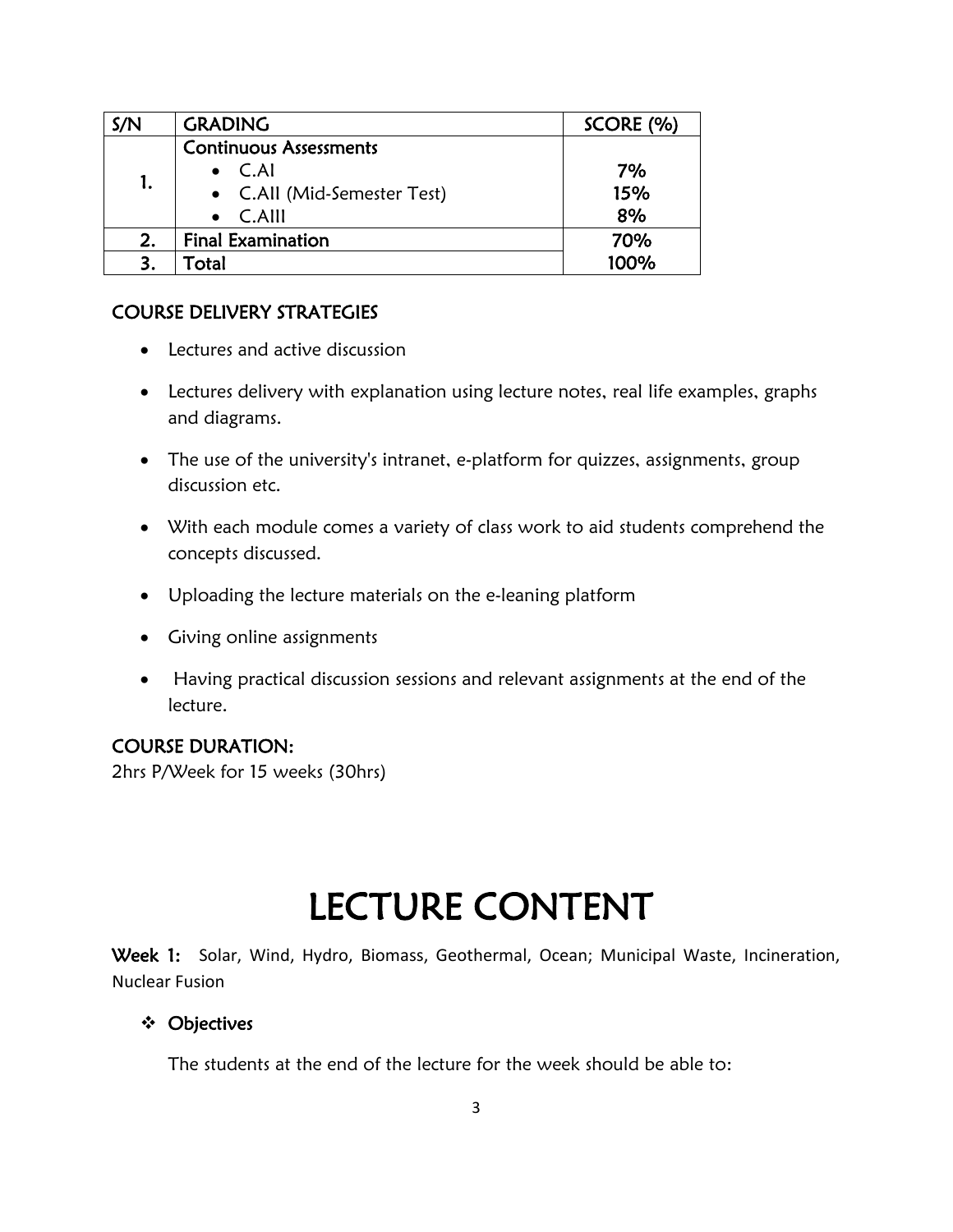| S/N | GRADING | SCORE (%) |
|---|---|---|
| 1. | Continuous Assessments<br>• C.AI<br>• C.AII (Mid-Semester Test)<br>• C.AIII | <br>7%<br>15%<br>8% |
| 2. | Final Examination | 70% |
| 3. | Total | 100% |

## COURSE DELIVERY STRATEGIES

- Lectures and active discussion
- Lectures delivery with explanation using lecture notes, real life examples, graphs and diagrams.
- The use of the university's intranet, e-platform for quizzes, assignments, group discussion etc.
- With each module comes a variety of class work to aid students comprehend the concepts discussed.
- Uploading the lecture materials on the e-leaning platform
- Giving online assignments
- Having practical discussion sessions and relevant assignments at the end of the lecture.

## COURSE DURATION:

2hrs P/Week for 15 weeks (30hrs)

# LECTURE CONTENT

**Week 1:** Solar, Wind, Hydro, Biomass, Geothermal, Ocean; Municipal Waste, Incineration, Nuclear Fusion

- **Objectives**

The students at the end of the lecture for the week should be able to: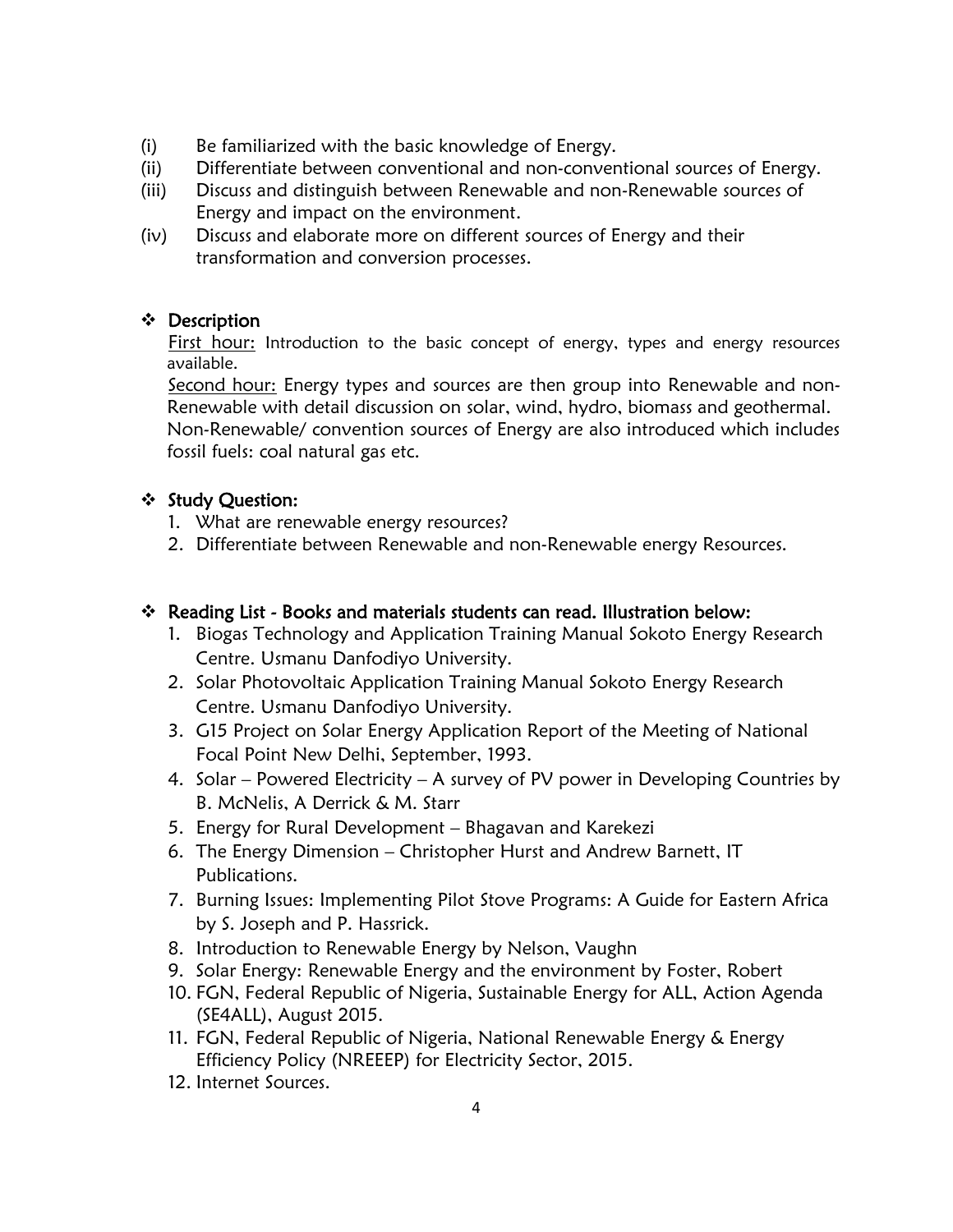(i) Be familiarized with the basic knowledge of Energy.
(ii) Differentiate between conventional and non-conventional sources of Energy.
(iii) Discuss and distinguish between Renewable and non-Renewable sources of Energy and impact on the environment.
(iv) Discuss and elaborate more on different sources of Energy and their transformation and conversion processes.

## ❖ Description

First hour: Introduction to the basic concept of energy, types and energy resources available.

Second hour: Energy types and sources are then group into Renewable and non-Renewable with detail discussion on solar, wind, hydro, biomass and geothermal. Non-Renewable/ convention sources of Energy are also introduced which includes fossil fuels: coal natural gas etc.

## ❖ Study Question:

1. What are renewable energy resources?
2. Differentiate between Renewable and non-Renewable energy Resources.

## ❖ Reading List - Books and materials students can read. Illustration below:

1. Biogas Technology and Application Training Manual Sokoto Energy Research Centre. Usmanu Danfodiyo University.
2. Solar Photovoltaic Application Training Manual Sokoto Energy Research Centre. Usmanu Danfodiyo University.
3. G15 Project on Solar Energy Application Report of the Meeting of National Focal Point New Delhi, September, 1993.
4. Solar – Powered Electricity – A survey of PV power in Developing Countries by B. McNelis, A Derrick & M. Starr
5. Energy for Rural Development – Bhagavan and Karekezi
6. The Energy Dimension – Christopher Hurst and Andrew Barnett, IT Publications.
7. Burning Issues: Implementing Pilot Stove Programs: A Guide for Eastern Africa by S. Joseph and P. Hassrick.
8. Introduction to Renewable Energy by Nelson, Vaughn
9. Solar Energy: Renewable Energy and the environment by Foster, Robert
10. FGN, Federal Republic of Nigeria, Sustainable Energy for ALL, Action Agenda (SE4ALL), August 2015.
11. FGN, Federal Republic of Nigeria, National Renewable Energy & Energy Efficiency Policy (NREEEP) for Electricity Sector, 2015.
12. Internet Sources.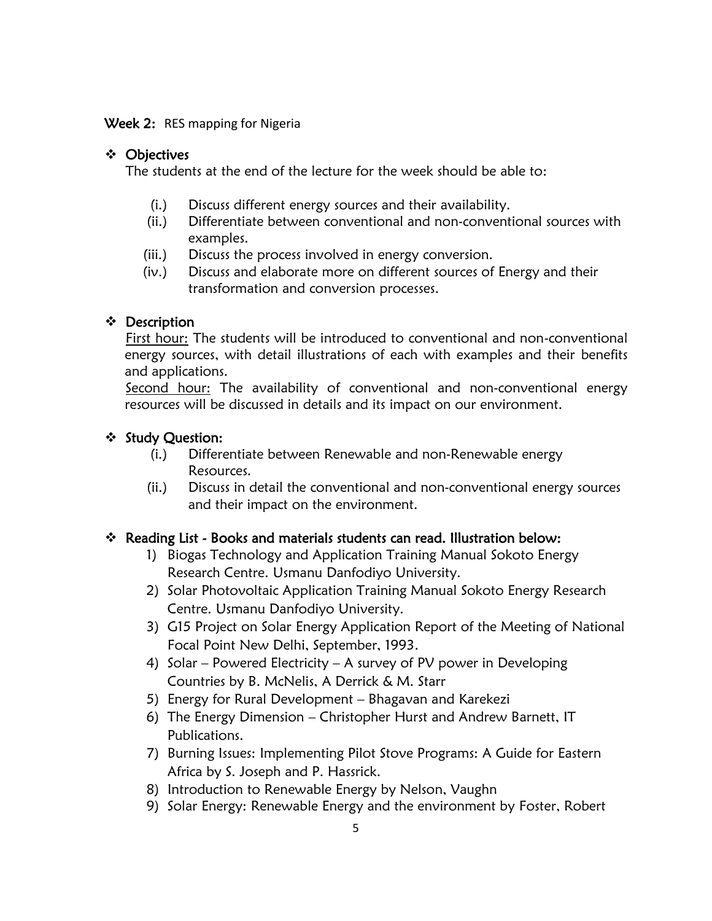**Week 2:** RES mapping for Nigeria

- **Objectives**

  The students at the end of the lecture for the week should be able to:

  (i.) Discuss different energy sources and their availability.
  (ii.) Differentiate between conventional and non-conventional sources with examples.
  (iii.) Discuss the process involved in energy conversion.
  (iv.) Discuss and elaborate more on different sources of Energy and their transformation and conversion processes.

- **Description**

  First hour: The students will be introduced to conventional and non-conventional energy sources, with detail illustrations of each with examples and their benefits and applications.

  Second hour: The availability of conventional and non-conventional energy resources will be discussed in details and its impact on our environment.

- **Study Question:**

  (i.) Differentiate between Renewable and non-Renewable energy Resources.
  (ii.) Discuss in detail the conventional and non-conventional energy sources and their impact on the environment.

- **Reading List - Books and materials students can read. Illustration below:**

  1) Biogas Technology and Application Training Manual Sokoto Energy Research Centre. Usmanu Danfodiyo University.
  2) Solar Photovoltaic Application Training Manual Sokoto Energy Research Centre. Usmanu Danfodiyo University.
  3) G15 Project on Solar Energy Application Report of the Meeting of National Focal Point New Delhi, September, 1993.
  4) Solar – Powered Electricity – A survey of PV power in Developing Countries by B. McNelis, A Derrick & M. Starr
  5) Energy for Rural Development – Bhagavan and Karekezi
  6) The Energy Dimension – Christopher Hurst and Andrew Barnett, IT Publications.
  7) Burning Issues: Implementing Pilot Stove Programs: A Guide for Eastern Africa by S. Joseph and P. Hassrick.
  8) Introduction to Renewable Energy by Nelson, Vaughn
  9) Solar Energy: Renewable Energy and the environment by Foster, Robert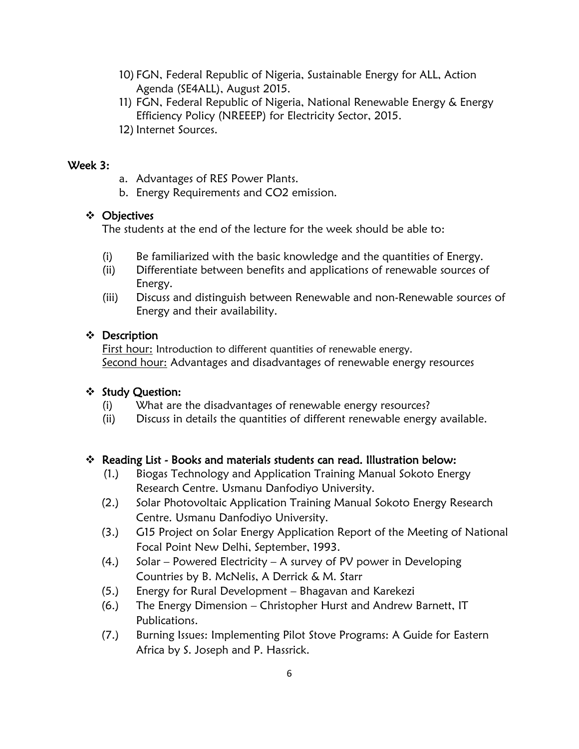10) FGN, Federal Republic of Nigeria, Sustainable Energy for ALL, Action Agenda (SE4ALL), August 2015.
11) FGN, Federal Republic of Nigeria, National Renewable Energy & Energy Efficiency Policy (NREEEP) for Electricity Sector, 2015.
12) Internet Sources.

## Week 3:

a. Advantages of RES Power Plants.
b. Energy Requirements and CO2 emission.

### ❖ Objectives

The students at the end of the lecture for the week should be able to:

(i) Be familiarized with the basic knowledge and the quantities of Energy.
(ii) Differentiate between benefits and applications of renewable sources of Energy.
(iii) Discuss and distinguish between Renewable and non-Renewable sources of Energy and their availability.

### ❖ Description

<u>First hour:</u> Introduction to different quantities of renewable energy.
<u>Second hour:</u> Advantages and disadvantages of renewable energy resources

### ❖ Study Question:

(i) What are the disadvantages of renewable energy resources?
(ii) Discuss in details the quantities of different renewable energy available.

### ❖ Reading List - Books and materials students can read. Illustration below:

(1.) Biogas Technology and Application Training Manual Sokoto Energy Research Centre. Usmanu Danfodiyo University.
(2.) Solar Photovoltaic Application Training Manual Sokoto Energy Research Centre. Usmanu Danfodiyo University.
(3.) G15 Project on Solar Energy Application Report of the Meeting of National Focal Point New Delhi, September, 1993.
(4.) Solar – Powered Electricity – A survey of PV power in Developing Countries by B. McNelis, A Derrick & M. Starr
(5.) Energy for Rural Development – Bhagavan and Karekezi
(6.) The Energy Dimension – Christopher Hurst and Andrew Barnett, IT Publications.
(7.) Burning Issues: Implementing Pilot Stove Programs: A Guide for Eastern Africa by S. Joseph and P. Hassrick.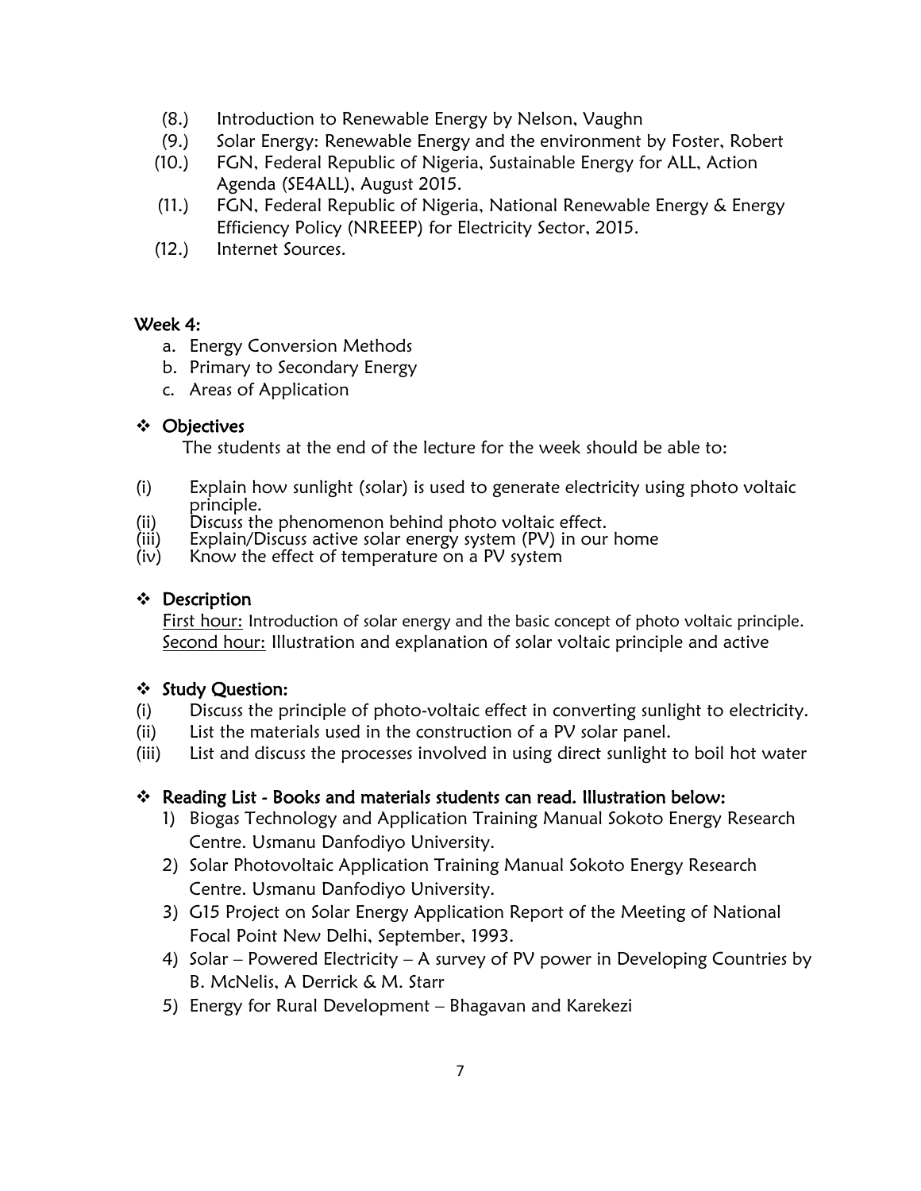(8.) Introduction to Renewable Energy by Nelson, Vaughn

(9.) Solar Energy: Renewable Energy and the environment by Foster, Robert

(10.) FGN, Federal Republic of Nigeria, Sustainable Energy for ALL, Action Agenda (SE4ALL), August 2015.

(11.) FGN, Federal Republic of Nigeria, National Renewable Energy & Energy Efficiency Policy (NREEEP) for Electricity Sector, 2015.

(12.) Internet Sources.

## Week 4:

a. Energy Conversion Methods
b. Primary to Secondary Energy
c. Areas of Application

### ❖ Objectives

The students at the end of the lecture for the week should be able to:

(i) Explain how sunlight (solar) is used to generate electricity using photo voltaic principle.
(ii) Discuss the phenomenon behind photo voltaic effect.
(iii) Explain/Discuss active solar energy system (PV) in our home
(iv) Know the effect of temperature on a PV system

### ❖ Description

First hour: Introduction of solar energy and the basic concept of photo voltaic principle.
Second hour: Illustration and explanation of solar voltaic principle and active

### ❖ Study Question:

(i) Discuss the principle of photo-voltaic effect in converting sunlight to electricity.
(ii) List the materials used in the construction of a PV solar panel.
(iii) List and discuss the processes involved in using direct sunlight to boil hot water

### ❖ Reading List - Books and materials students can read. Illustration below:

1) Biogas Technology and Application Training Manual Sokoto Energy Research Centre. Usmanu Danfodiyo University.
2) Solar Photovoltaic Application Training Manual Sokoto Energy Research Centre. Usmanu Danfodiyo University.
3) G15 Project on Solar Energy Application Report of the Meeting of National Focal Point New Delhi, September, 1993.
4) Solar – Powered Electricity – A survey of PV power in Developing Countries by B. McNelis, A Derrick & M. Starr
5) Energy for Rural Development – Bhagavan and Karekezi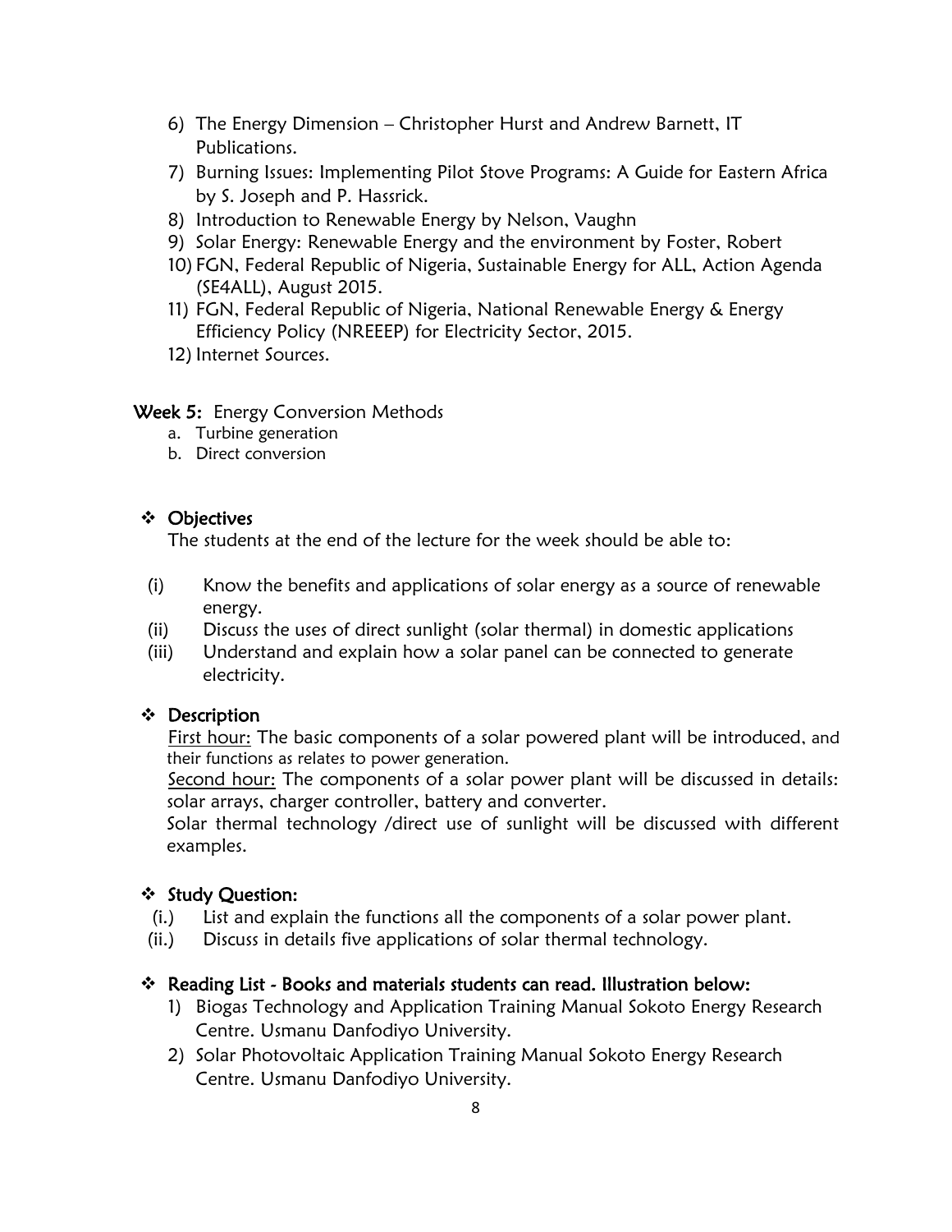6) The Energy Dimension – Christopher Hurst and Andrew Barnett, IT Publications.
7) Burning Issues: Implementing Pilot Stove Programs: A Guide for Eastern Africa by S. Joseph and P. Hassrick.
8) Introduction to Renewable Energy by Nelson, Vaughn
9) Solar Energy: Renewable Energy and the environment by Foster, Robert
10) FGN, Federal Republic of Nigeria, Sustainable Energy for ALL, Action Agenda (SE4ALL), August 2015.
11) FGN, Federal Republic of Nigeria, National Renewable Energy & Energy Efficiency Policy (NREEEP) for Electricity Sector, 2015.
12) Internet Sources.

**Week 5:** Energy Conversion Methods

a. Turbine generation
b. Direct conversion

### ❖ Objectives

The students at the end of the lecture for the week should be able to:

(i) Know the benefits and applications of solar energy as a source of renewable energy.
(ii) Discuss the uses of direct sunlight (solar thermal) in domestic applications
(iii) Understand and explain how a solar panel can be connected to generate electricity.

### ❖ Description

First hour: The basic components of a solar powered plant will be introduced, and their functions as relates to power generation.

Second hour: The components of a solar power plant will be discussed in details: solar arrays, charger controller, battery and converter.

Solar thermal technology /direct use of sunlight will be discussed with different examples.

### ❖ Study Question:

(i.) List and explain the functions all the components of a solar power plant.
(ii.) Discuss in details five applications of solar thermal technology.

### ❖ Reading List - Books and materials students can read. Illustration below:

1) Biogas Technology and Application Training Manual Sokoto Energy Research Centre. Usmanu Danfodiyo University.
2) Solar Photovoltaic Application Training Manual Sokoto Energy Research Centre. Usmanu Danfodiyo University.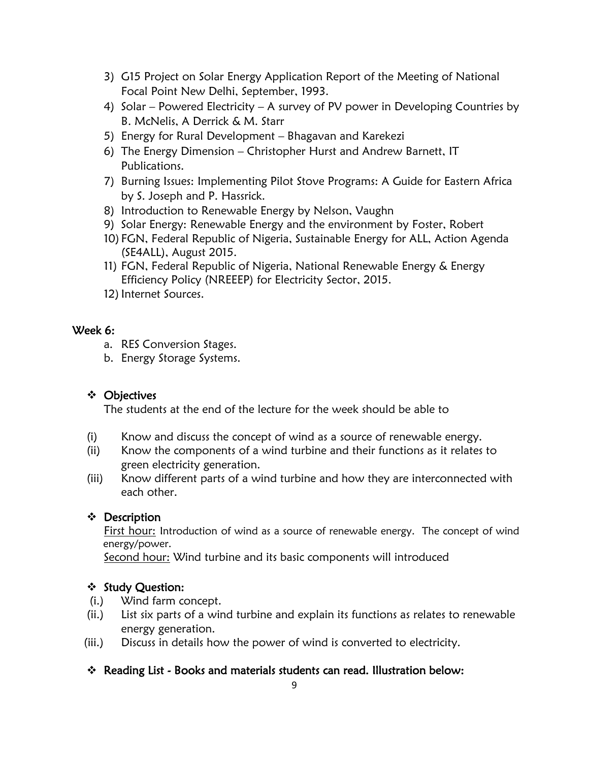3) G15 Project on Solar Energy Application Report of the Meeting of National Focal Point New Delhi, September, 1993.
4) Solar – Powered Electricity – A survey of PV power in Developing Countries by B. McNelis, A Derrick & M. Starr
5) Energy for Rural Development – Bhagavan and Karekezi
6) The Energy Dimension – Christopher Hurst and Andrew Barnett, IT Publications.
7) Burning Issues: Implementing Pilot Stove Programs: A Guide for Eastern Africa by S. Joseph and P. Hassrick.
8) Introduction to Renewable Energy by Nelson, Vaughn
9) Solar Energy: Renewable Energy and the environment by Foster, Robert
10) FGN, Federal Republic of Nigeria, Sustainable Energy for ALL, Action Agenda (SE4ALL), August 2015.
11) FGN, Federal Republic of Nigeria, National Renewable Energy & Energy Efficiency Policy (NREEEP) for Electricity Sector, 2015.
12) Internet Sources.

## Week 6:

a. RES Conversion Stages.
b. Energy Storage Systems.

### ❖ Objectives

The students at the end of the lecture for the week should be able to

(i) Know and discuss the concept of wind as a source of renewable energy.
(ii) Know the components of a wind turbine and their functions as it relates to green electricity generation.
(iii) Know different parts of a wind turbine and how they are interconnected with each other.

### ❖ Description

First hour: Introduction of wind as a source of renewable energy. The concept of wind energy/power.

Second hour: Wind turbine and its basic components will introduced

### ❖ Study Question:

(i.) Wind farm concept.
(ii.) List six parts of a wind turbine and explain its functions as relates to renewable energy generation.
(iii.) Discuss in details how the power of wind is converted to electricity.

### ❖ Reading List - Books and materials students can read. Illustration below: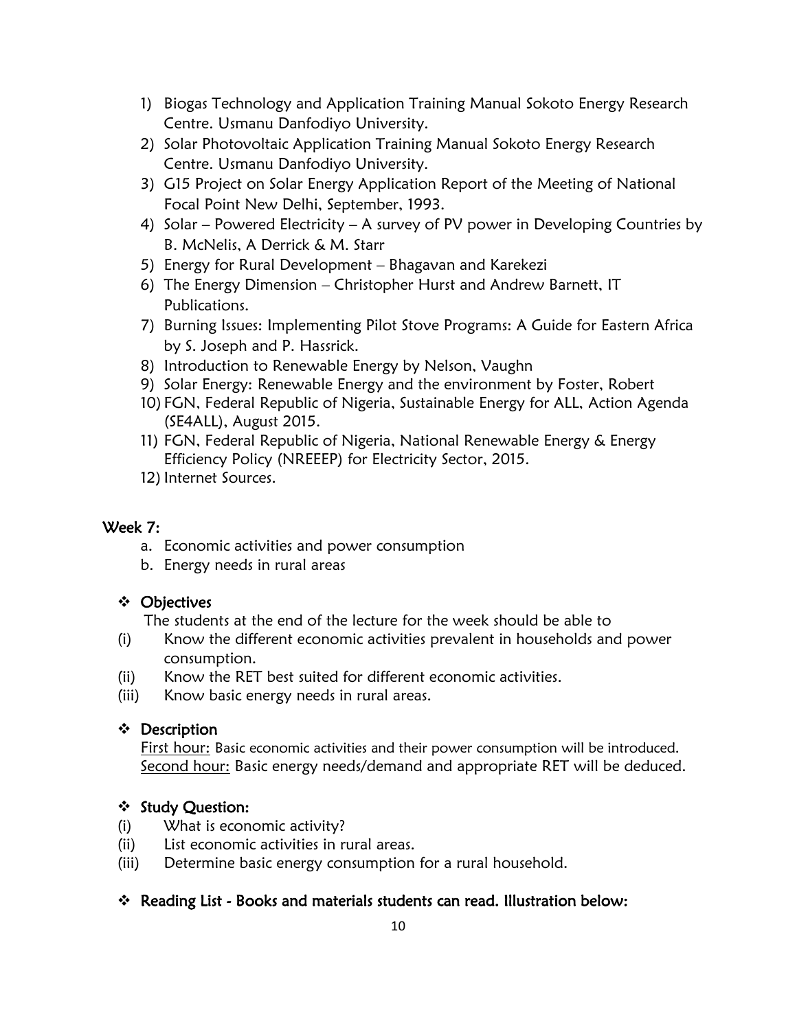1) Biogas Technology and Application Training Manual Sokoto Energy Research Centre. Usmanu Danfodiyo University.
2) Solar Photovoltaic Application Training Manual Sokoto Energy Research Centre. Usmanu Danfodiyo University.
3) G15 Project on Solar Energy Application Report of the Meeting of National Focal Point New Delhi, September, 1993.
4) Solar – Powered Electricity – A survey of PV power in Developing Countries by B. McNelis, A Derrick & M. Starr
5) Energy for Rural Development – Bhagavan and Karekezi
6) The Energy Dimension – Christopher Hurst and Andrew Barnett, IT Publications.
7) Burning Issues: Implementing Pilot Stove Programs: A Guide for Eastern Africa by S. Joseph and P. Hassrick.
8) Introduction to Renewable Energy by Nelson, Vaughn
9) Solar Energy: Renewable Energy and the environment by Foster, Robert
10) FGN, Federal Republic of Nigeria, Sustainable Energy for ALL, Action Agenda (SE4ALL), August 2015.
11) FGN, Federal Republic of Nigeria, National Renewable Energy & Energy Efficiency Policy (NREEEP) for Electricity Sector, 2015.
12) Internet Sources.

## Week 7:

a. Economic activities and power consumption
b. Energy needs in rural areas

### ❖ Objectives

The students at the end of the lecture for the week should be able to

(i) Know the different economic activities prevalent in households and power consumption.
(ii) Know the RET best suited for different economic activities.
(iii) Know basic energy needs in rural areas.

### ❖ Description

First hour: Basic economic activities and their power consumption will be introduced.
Second hour: Basic energy needs/demand and appropriate RET will be deduced.

### ❖ Study Question:

(i) What is economic activity?
(ii) List economic activities in rural areas.
(iii) Determine basic energy consumption for a rural household.

### ❖ Reading List - Books and materials students can read. Illustration below: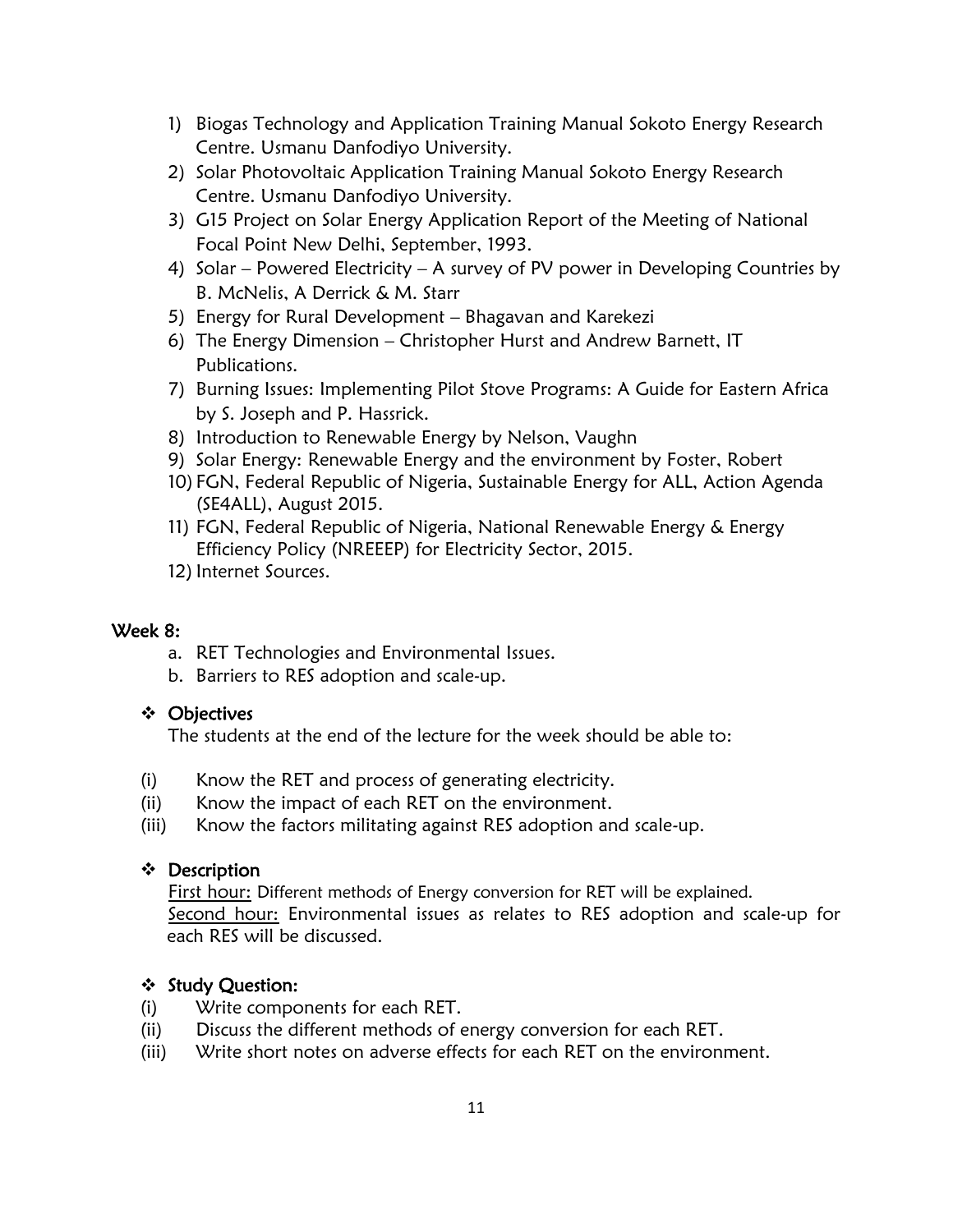1) Biogas Technology and Application Training Manual Sokoto Energy Research Centre. Usmanu Danfodiyo University.
2) Solar Photovoltaic Application Training Manual Sokoto Energy Research Centre. Usmanu Danfodiyo University.
3) G15 Project on Solar Energy Application Report of the Meeting of National Focal Point New Delhi, September, 1993.
4) Solar – Powered Electricity – A survey of PV power in Developing Countries by B. McNelis, A Derrick & M. Starr
5) Energy for Rural Development – Bhagavan and Karekezi
6) The Energy Dimension – Christopher Hurst and Andrew Barnett, IT Publications.
7) Burning Issues: Implementing Pilot Stove Programs: A Guide for Eastern Africa by S. Joseph and P. Hassrick.
8) Introduction to Renewable Energy by Nelson, Vaughn
9) Solar Energy: Renewable Energy and the environment by Foster, Robert
10) FGN, Federal Republic of Nigeria, Sustainable Energy for ALL, Action Agenda (SE4ALL), August 2015.
11) FGN, Federal Republic of Nigeria, National Renewable Energy & Energy Efficiency Policy (NREEEP) for Electricity Sector, 2015.
12) Internet Sources.

## Week 8:

a. RET Technologies and Environmental Issues.
b. Barriers to RES adoption and scale-up.

### ❖ Objectives

The students at the end of the lecture for the week should be able to:

(i) Know the RET and process of generating electricity.
(ii) Know the impact of each RET on the environment.
(iii) Know the factors militating against RES adoption and scale-up.

### ❖ Description

First hour: Different methods of Energy conversion for RET will be explained.
Second hour: Environmental issues as relates to RES adoption and scale-up for each RES will be discussed.

### ❖ Study Question:

(i) Write components for each RET.
(ii) Discuss the different methods of energy conversion for each RET.
(iii) Write short notes on adverse effects for each RET on the environment.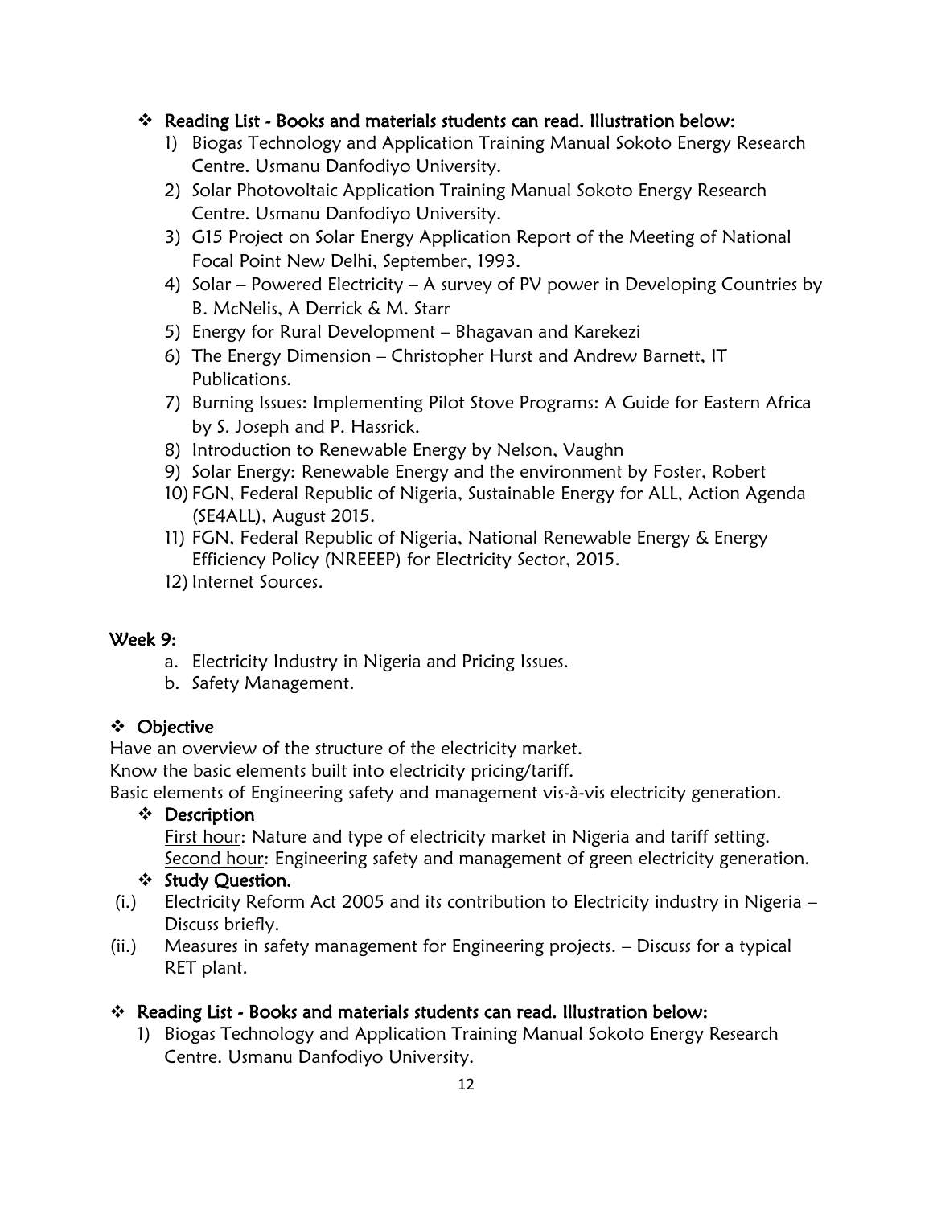- **Reading List - Books and materials students can read. Illustration below:**
  1) Biogas Technology and Application Training Manual Sokoto Energy Research Centre. Usmanu Danfodiyo University.
  2) Solar Photovoltaic Application Training Manual Sokoto Energy Research Centre. Usmanu Danfodiyo University.
  3) G15 Project on Solar Energy Application Report of the Meeting of National Focal Point New Delhi, September, 1993.
  4) Solar – Powered Electricity – A survey of PV power in Developing Countries by B. McNelis, A Derrick & M. Starr
  5) Energy for Rural Development – Bhagavan and Karekezi
  6) The Energy Dimension – Christopher Hurst and Andrew Barnett, IT Publications.
  7) Burning Issues: Implementing Pilot Stove Programs: A Guide for Eastern Africa by S. Joseph and P. Hassrick.
  8) Introduction to Renewable Energy by Nelson, Vaughn
  9) Solar Energy: Renewable Energy and the environment by Foster, Robert
  10) FGN, Federal Republic of Nigeria, Sustainable Energy for ALL, Action Agenda (SE4ALL), August 2015.
  11) FGN, Federal Republic of Nigeria, National Renewable Energy & Energy Efficiency Policy (NREEEP) for Electricity Sector, 2015.
  12) Internet Sources.

## Week 9:

a. Electricity Industry in Nigeria and Pricing Issues.
b. Safety Management.

- **Objective**

Have an overview of the structure of the electricity market.
Know the basic elements built into electricity pricing/tariff.
Basic elements of Engineering safety and management vis-à-vis electricity generation.

- **Description**

  First hour: Nature and type of electricity market in Nigeria and tariff setting.
  Second hour: Engineering safety and management of green electricity generation.

- **Study Question.**

(i.) Electricity Reform Act 2005 and its contribution to Electricity industry in Nigeria – Discuss briefly.

(ii.) Measures in safety management for Engineering projects. – Discuss for a typical RET plant.

- **Reading List - Books and materials students can read. Illustration below:**
  1) Biogas Technology and Application Training Manual Sokoto Energy Research Centre. Usmanu Danfodiyo University.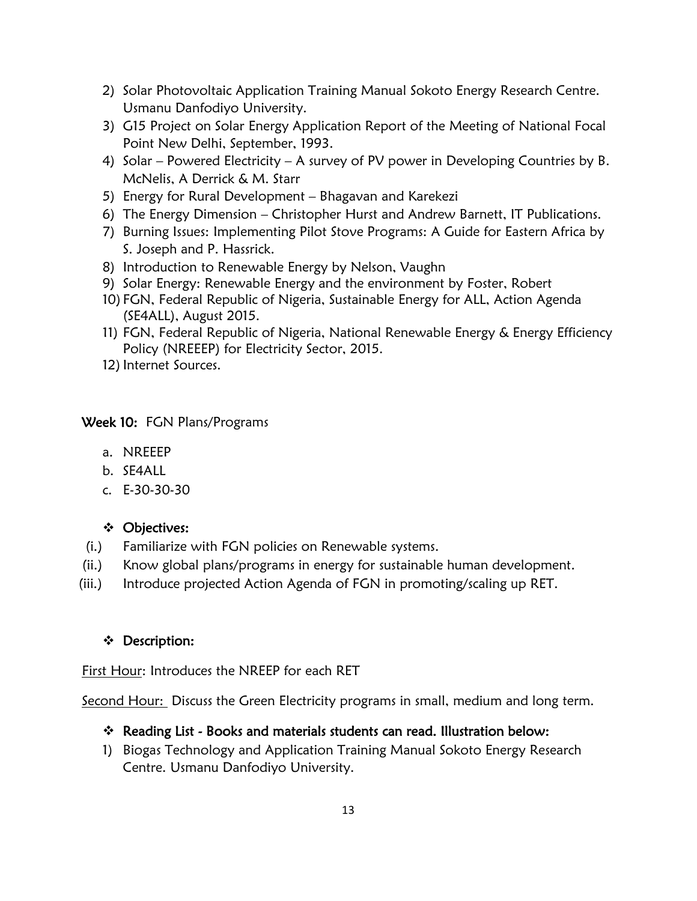2) Solar Photovoltaic Application Training Manual Sokoto Energy Research Centre. Usmanu Danfodiyo University.
3) G15 Project on Solar Energy Application Report of the Meeting of National Focal Point New Delhi, September, 1993.
4) Solar – Powered Electricity – A survey of PV power in Developing Countries by B. McNelis, A Derrick & M. Starr
5) Energy for Rural Development – Bhagavan and Karekezi
6) The Energy Dimension – Christopher Hurst and Andrew Barnett, IT Publications.
7) Burning Issues: Implementing Pilot Stove Programs: A Guide for Eastern Africa by S. Joseph and P. Hassrick.
8) Introduction to Renewable Energy by Nelson, Vaughn
9) Solar Energy: Renewable Energy and the environment by Foster, Robert
10) FGN, Federal Republic of Nigeria, Sustainable Energy for ALL, Action Agenda (SE4ALL), August 2015.
11) FGN, Federal Republic of Nigeria, National Renewable Energy & Energy Efficiency Policy (NREEEP) for Electricity Sector, 2015.
12) Internet Sources.

**Week 10:** FGN Plans/Programs

a. NREEEP
b. SE4ALL
c. E-30-30-30

❖ **Objectives:**

(i.) Familiarize with FGN policies on Renewable systems.
(ii.) Know global plans/programs in energy for sustainable human development.
(iii.) Introduce projected Action Agenda of FGN in promoting/scaling up RET.

❖ **Description:**

First Hour: Introduces the NREEP for each RET

Second Hour: Discuss the Green Electricity programs in small, medium and long term.

❖ **Reading List - Books and materials students can read. Illustration below:**

1) Biogas Technology and Application Training Manual Sokoto Energy Research Centre. Usmanu Danfodiyo University.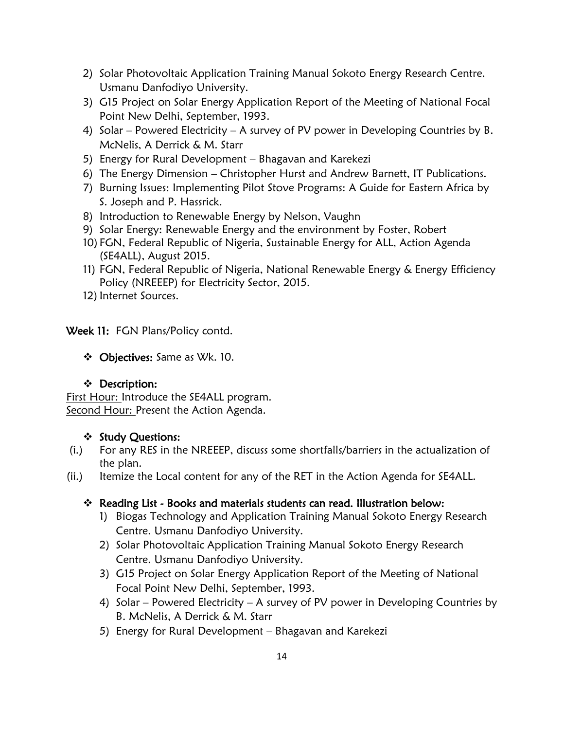2) Solar Photovoltaic Application Training Manual Sokoto Energy Research Centre. Usmanu Danfodiyo University.
3) G15 Project on Solar Energy Application Report of the Meeting of National Focal Point New Delhi, September, 1993.
4) Solar – Powered Electricity – A survey of PV power in Developing Countries by B. McNelis, A Derrick & M. Starr
5) Energy for Rural Development – Bhagavan and Karekezi
6) The Energy Dimension – Christopher Hurst and Andrew Barnett, IT Publications.
7) Burning Issues: Implementing Pilot Stove Programs: A Guide for Eastern Africa by S. Joseph and P. Hassrick.
8) Introduction to Renewable Energy by Nelson, Vaughn
9) Solar Energy: Renewable Energy and the environment by Foster, Robert
10) FGN, Federal Republic of Nigeria, Sustainable Energy for ALL, Action Agenda (SE4ALL), August 2015.
11) FGN, Federal Republic of Nigeria, National Renewable Energy & Energy Efficiency Policy (NREEEP) for Electricity Sector, 2015.
12) Internet Sources.

**Week 11:** FGN Plans/Policy contd.

- **Objectives:** Same as Wk. 10.

- **Description:**

First Hour: Introduce the SE4ALL program.
Second Hour: Present the Action Agenda.

- **Study Questions:**

(i.) For any RES in the NREEEP, discuss some shortfalls/barriers in the actualization of the plan.
(ii.) Itemize the Local content for any of the RET in the Action Agenda for SE4ALL.

- **Reading List - Books and materials students can read. Illustration below:**
  1) Biogas Technology and Application Training Manual Sokoto Energy Research Centre. Usmanu Danfodiyo University.
  2) Solar Photovoltaic Application Training Manual Sokoto Energy Research Centre. Usmanu Danfodiyo University.
  3) G15 Project on Solar Energy Application Report of the Meeting of National Focal Point New Delhi, September, 1993.
  4) Solar – Powered Electricity – A survey of PV power in Developing Countries by B. McNelis, A Derrick & M. Starr
  5) Energy for Rural Development – Bhagavan and Karekezi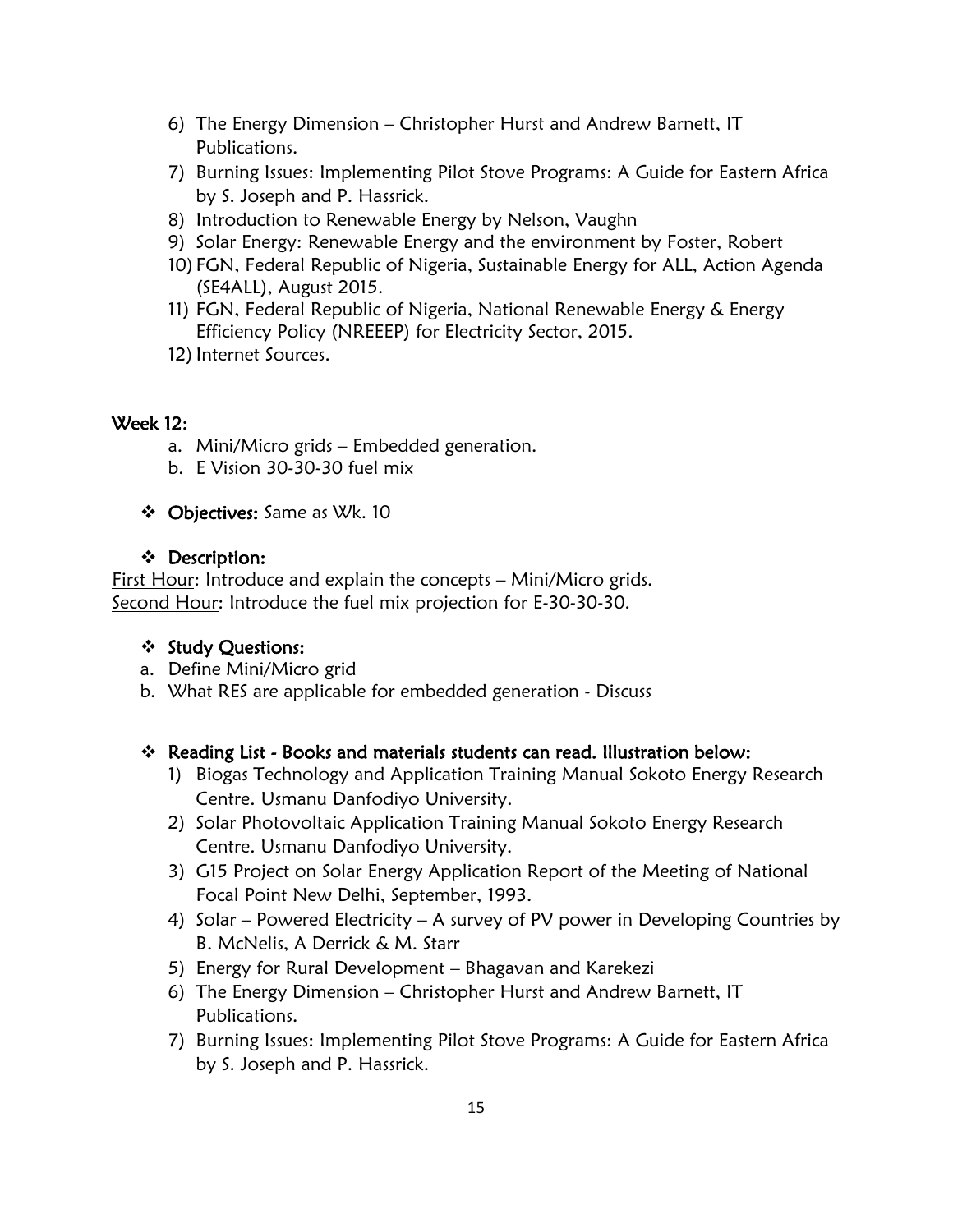6) The Energy Dimension – Christopher Hurst and Andrew Barnett, IT Publications.
7) Burning Issues: Implementing Pilot Stove Programs: A Guide for Eastern Africa by S. Joseph and P. Hassrick.
8) Introduction to Renewable Energy by Nelson, Vaughn
9) Solar Energy: Renewable Energy and the environment by Foster, Robert
10) FGN, Federal Republic of Nigeria, Sustainable Energy for ALL, Action Agenda (SE4ALL), August 2015.
11) FGN, Federal Republic of Nigeria, National Renewable Energy & Energy Efficiency Policy (NREEEP) for Electricity Sector, 2015.
12) Internet Sources.

## Week 12:

a. Mini/Micro grids – Embedded generation.
b. E Vision 30-30-30 fuel mix

- **Objectives:** Same as Wk. 10

- **Description:**

First Hour: Introduce and explain the concepts – Mini/Micro grids.
Second Hour: Introduce the fuel mix projection for E-30-30-30.

- **Study Questions:**

a. Define Mini/Micro grid
b. What RES are applicable for embedded generation - Discuss

- **Reading List - Books and materials students can read. Illustration below:**

1) Biogas Technology and Application Training Manual Sokoto Energy Research Centre. Usmanu Danfodiyo University.
2) Solar Photovoltaic Application Training Manual Sokoto Energy Research Centre. Usmanu Danfodiyo University.
3) G15 Project on Solar Energy Application Report of the Meeting of National Focal Point New Delhi, September, 1993.
4) Solar – Powered Electricity – A survey of PV power in Developing Countries by B. McNelis, A Derrick & M. Starr
5) Energy for Rural Development – Bhagavan and Karekezi
6) The Energy Dimension – Christopher Hurst and Andrew Barnett, IT Publications.
7) Burning Issues: Implementing Pilot Stove Programs: A Guide for Eastern Africa by S. Joseph and P. Hassrick.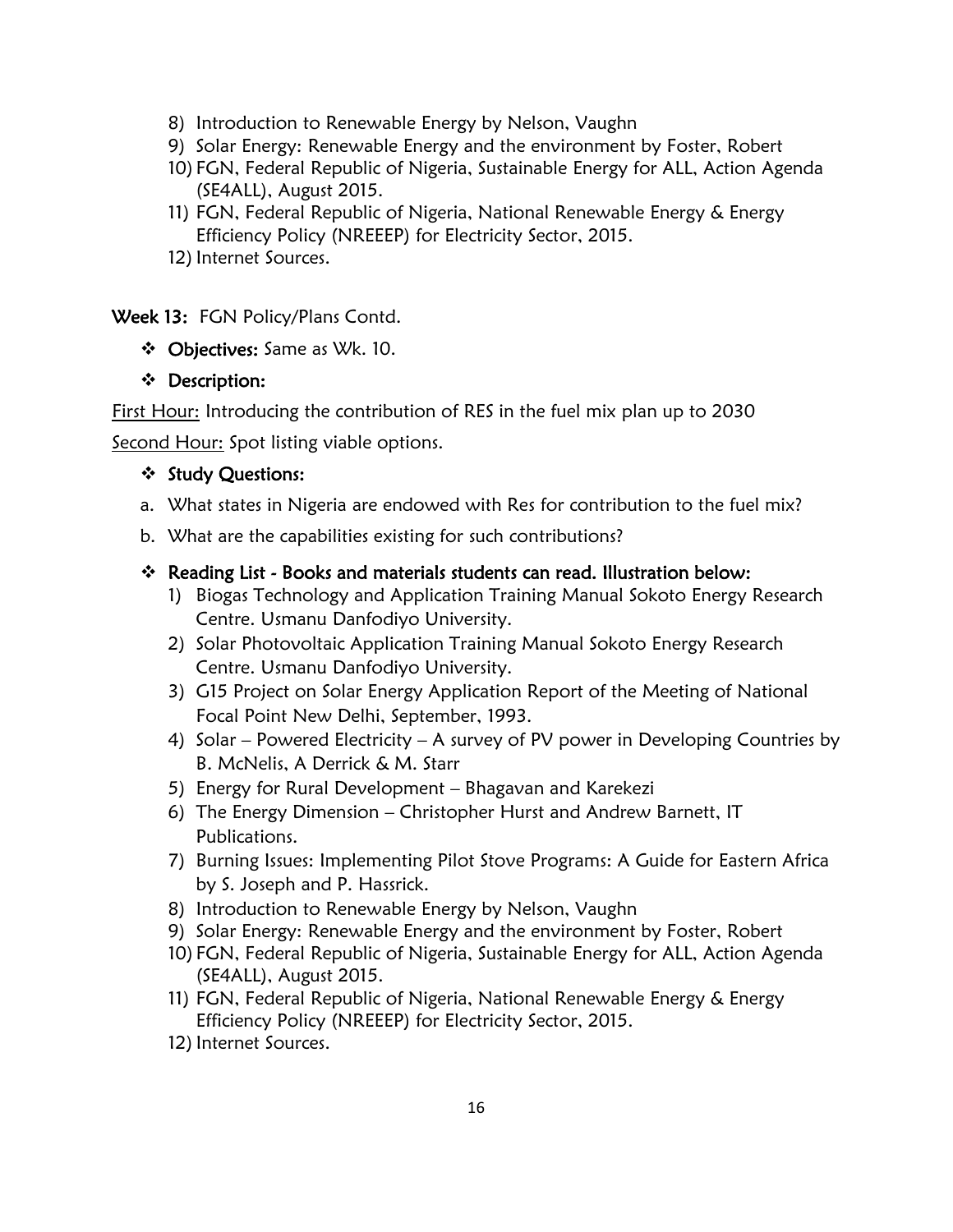8) Introduction to Renewable Energy by Nelson, Vaughn
9) Solar Energy: Renewable Energy and the environment by Foster, Robert
10) FGN, Federal Republic of Nigeria, Sustainable Energy for ALL, Action Agenda (SE4ALL), August 2015.
11) FGN, Federal Republic of Nigeria, National Renewable Energy & Energy Efficiency Policy (NREEEP) for Electricity Sector, 2015.
12) Internet Sources.

**Week 13:** FGN Policy/Plans Contd.

- **Objectives:** Same as Wk. 10.
- **Description:**

First Hour: Introducing the contribution of RES in the fuel mix plan up to 2030

Second Hour: Spot listing viable options.

- **Study Questions:**

a. What states in Nigeria are endowed with Res for contribution to the fuel mix?

b. What are the capabilities existing for such contributions?

- **Reading List - Books and materials students can read. Illustration below:**

1) Biogas Technology and Application Training Manual Sokoto Energy Research Centre. Usmanu Danfodiyo University.
2) Solar Photovoltaic Application Training Manual Sokoto Energy Research Centre. Usmanu Danfodiyo University.
3) G15 Project on Solar Energy Application Report of the Meeting of National Focal Point New Delhi, September, 1993.
4) Solar – Powered Electricity – A survey of PV power in Developing Countries by B. McNelis, A Derrick & M. Starr
5) Energy for Rural Development – Bhagavan and Karekezi
6) The Energy Dimension – Christopher Hurst and Andrew Barnett, IT Publications.
7) Burning Issues: Implementing Pilot Stove Programs: A Guide for Eastern Africa by S. Joseph and P. Hassrick.
8) Introduction to Renewable Energy by Nelson, Vaughn
9) Solar Energy: Renewable Energy and the environment by Foster, Robert
10) FGN, Federal Republic of Nigeria, Sustainable Energy for ALL, Action Agenda (SE4ALL), August 2015.
11) FGN, Federal Republic of Nigeria, National Renewable Energy & Energy Efficiency Policy (NREEEP) for Electricity Sector, 2015.
12) Internet Sources.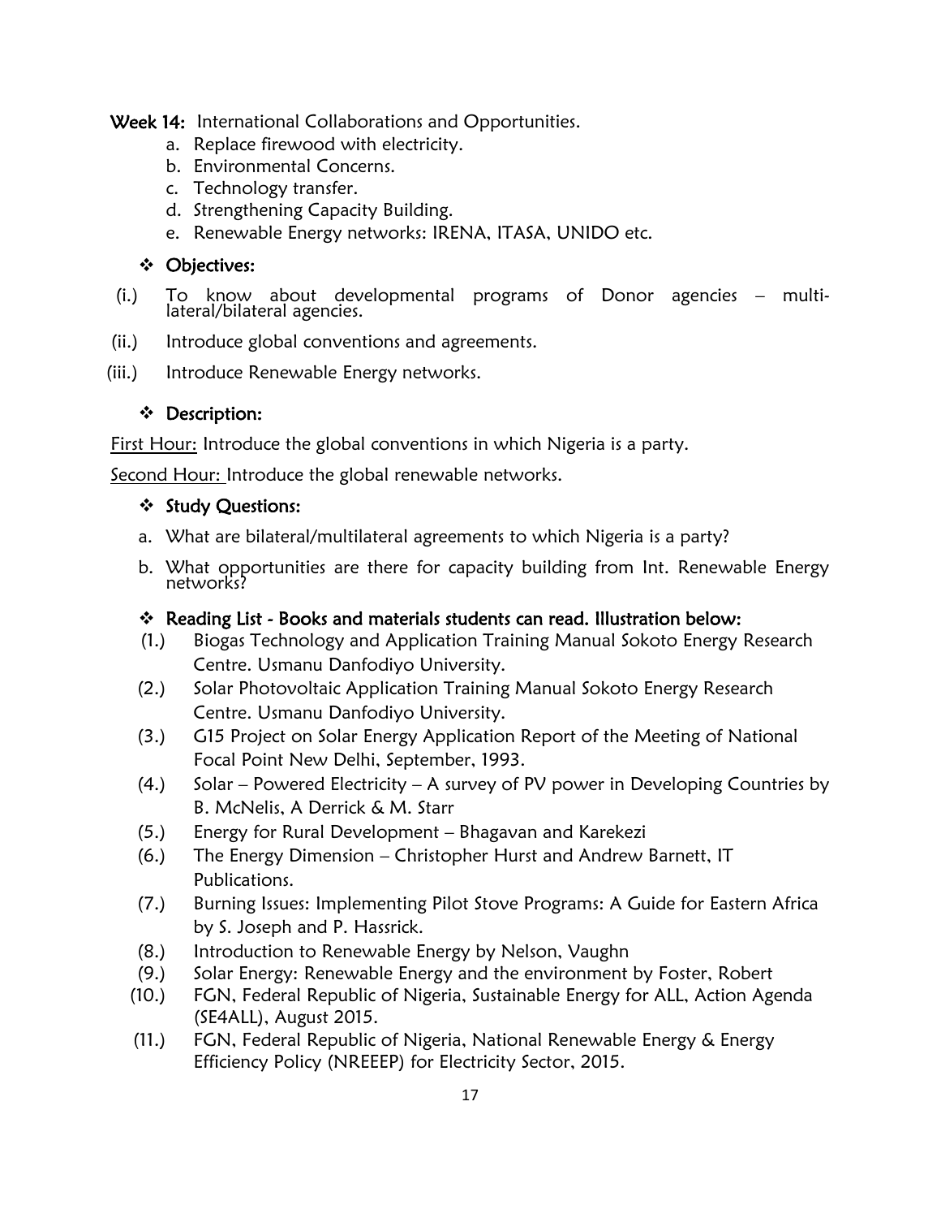**Week 14:** International Collaborations and Opportunities.

a. Replace firewood with electricity.
b. Environmental Concerns.
c. Technology transfer.
d. Strengthening Capacity Building.
e. Renewable Energy networks: IRENA, ITASA, UNIDO etc.

❖ **Objectives:**

(i.) To know about developmental programs of Donor agencies – multi-lateral/bilateral agencies.

(ii.) Introduce global conventions and agreements.

(iii.) Introduce Renewable Energy networks.

❖ **Description:**

First Hour: Introduce the global conventions in which Nigeria is a party.

Second Hour: Introduce the global renewable networks.

❖ **Study Questions:**

a. What are bilateral/multilateral agreements to which Nigeria is a party?
b. What opportunities are there for capacity building from Int. Renewable Energy networks?

❖ **Reading List - Books and materials students can read. Illustration below:**

(1.) Biogas Technology and Application Training Manual Sokoto Energy Research Centre. Usmanu Danfodiyo University.

(2.) Solar Photovoltaic Application Training Manual Sokoto Energy Research Centre. Usmanu Danfodiyo University.

(3.) G15 Project on Solar Energy Application Report of the Meeting of National Focal Point New Delhi, September, 1993.

(4.) Solar – Powered Electricity – A survey of PV power in Developing Countries by B. McNelis, A Derrick & M. Starr

(5.) Energy for Rural Development – Bhagavan and Karekezi

(6.) The Energy Dimension – Christopher Hurst and Andrew Barnett, IT Publications.

(7.) Burning Issues: Implementing Pilot Stove Programs: A Guide for Eastern Africa by S. Joseph and P. Hassrick.

(8.) Introduction to Renewable Energy by Nelson, Vaughn

(9.) Solar Energy: Renewable Energy and the environment by Foster, Robert

(10.) FGN, Federal Republic of Nigeria, Sustainable Energy for ALL, Action Agenda (SE4ALL), August 2015.

(11.) FGN, Federal Republic of Nigeria, National Renewable Energy & Energy Efficiency Policy (NREEEP) for Electricity Sector, 2015.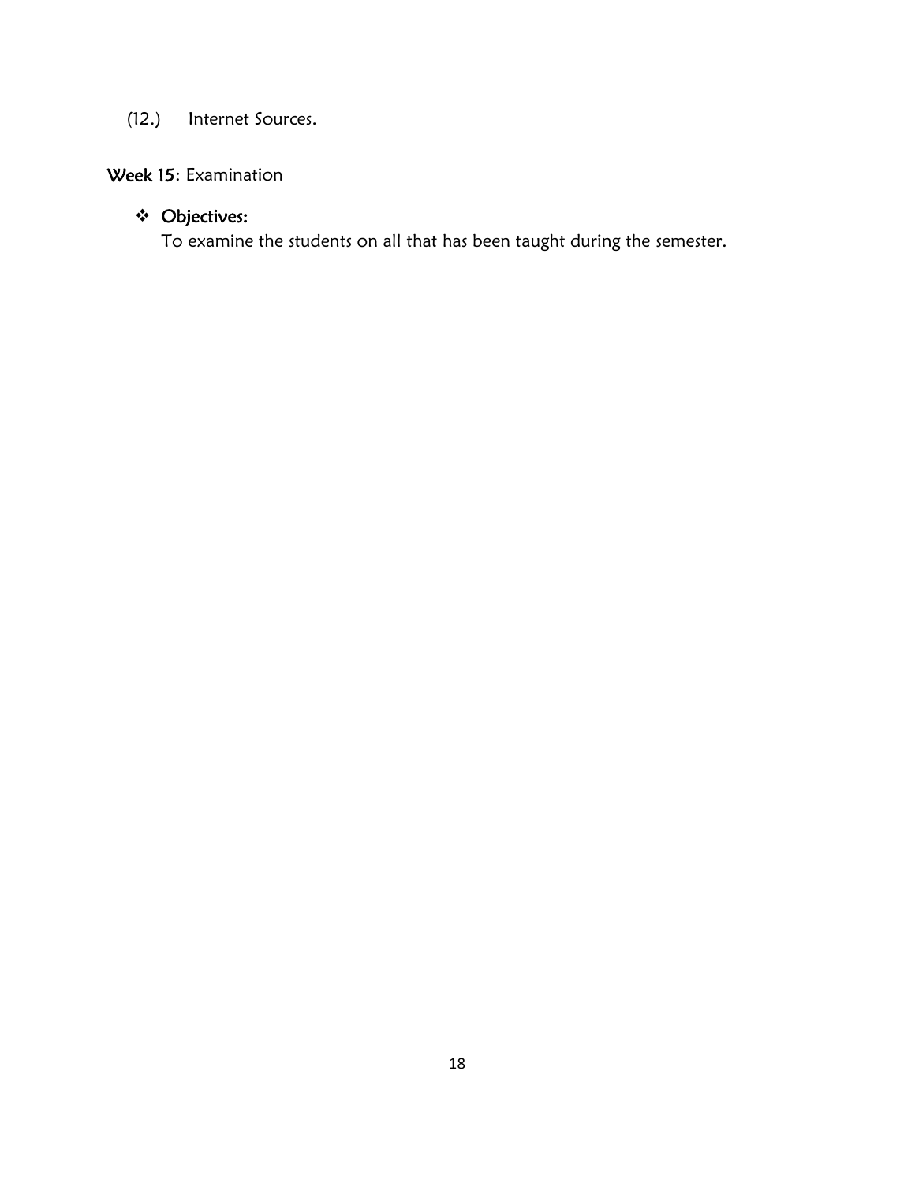(12.) Internet Sources.

**Week 15**: Examination

- **Objectives:**
  To examine the students on all that has been taught during the semester.